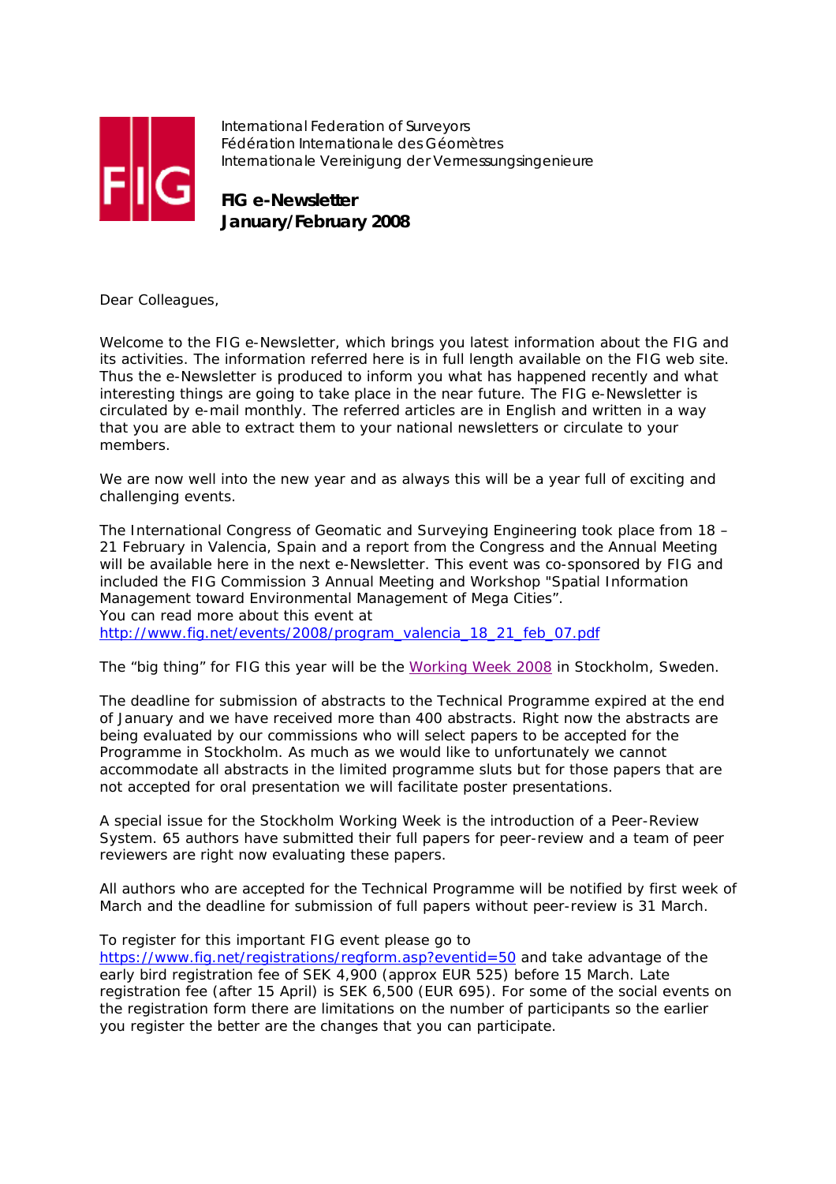International Federation of Surveyors
Fédération Internationale des Géomètres
Internationale Vereinigung der Vermessungsingenieure

**FIG e-Newsletter**
**January/February 2008**

Dear Colleagues,

Welcome to the FIG e-Newsletter, which brings you latest information about the FIG and its activities. The information referred here is in full length available on the FIG web site. Thus the e-Newsletter is produced to inform you what has happened recently and what interesting things are going to take place in the near future. The FIG e-Newsletter is circulated by e-mail monthly. The referred articles are in English and written in a way that you are able to extract them to your national newsletters or circulate to your members.

We are now well into the new year and as always this will be a year full of exciting and challenging events.

The International Congress of Geomatic and Surveying Engineering took place from 18 – 21 February in Valencia, Spain and a report from the Congress and the Annual Meeting will be available here in the next e-Newsletter. This event was co-sponsored by FIG and included the FIG Commission 3 Annual Meeting and Workshop "Spatial Information Management toward Environmental Management of Mega Cities".
You can read more about this event at
http://www.fig.net/events/2008/program_valencia_18_21_feb_07.pdf

The "big thing" for FIG this year will be the Working Week 2008 in Stockholm, Sweden.

The deadline for submission of abstracts to the Technical Programme expired at the end of January and we have received more than 400 abstracts. Right now the abstracts are being evaluated by our commissions who will select papers to be accepted for the Programme in Stockholm. As much as we would like to unfortunately we cannot accommodate all abstracts in the limited programme sluts but for those papers that are not accepted for oral presentation we will facilitate poster presentations.

A special issue for the Stockholm Working Week is the introduction of a Peer-Review System. 65 authors have submitted their full papers for peer-review and a team of peer reviewers are right now evaluating these papers.

All authors who are accepted for the Technical Programme will be notified by first week of March and the deadline for submission of full papers without peer-review is 31 March.

To register for this important FIG event please go to
https://www.fig.net/registrations/regform.asp?eventid=50 and take advantage of the early bird registration fee of SEK 4,900 (approx EUR 525) before 15 March. Late registration fee (after 15 April) is SEK 6,500 (EUR 695). For some of the social events on the registration form there are limitations on the number of participants so the earlier you register the better are the changes that you can participate.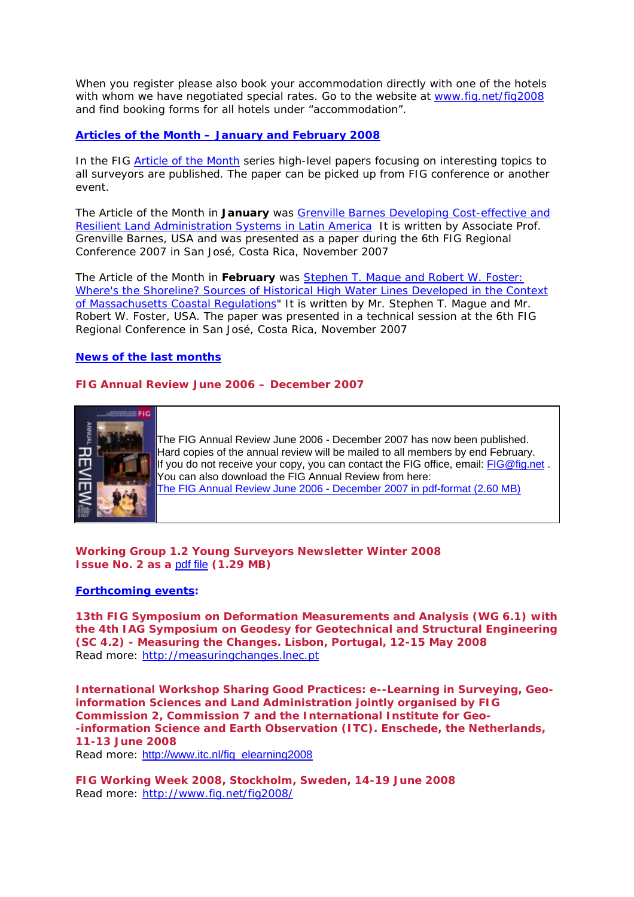When you register please also book your accommodation directly with one of the hotels with whom we have negotiated special rates. Go to the website at www.fig.net/fig2008 and find booking forms for all hotels under "accommodation".

**Articles of the Month – January and February 2008**

In the FIG Article of the Month series high-level papers focusing on interesting topics to all surveyors are published. The paper can be picked up from FIG conference or another event.

The Article of the Month in **January** was Grenville Barnes Developing Cost-effective and Resilient Land Administration Systems in Latin America It is written by Associate Prof. Grenville Barnes, USA and was presented as a paper during the 6th FIG Regional Conference 2007 in San José, Costa Rica, November 2007

The Article of the Month in **February** was Stephen T. Mague and Robert W. Foster: Where's the Shoreline? Sources of Historical High Water Lines Developed in the Context of Massachusetts Coastal Regulations" It is written by Mr. Stephen T. Mague and Mr. Robert W. Foster, USA. The paper was presented in a technical session at the 6th FIG Regional Conference in San José, Costa Rica, November 2007

**News of the last months**

**FIG Annual Review June 2006 – December 2007**

The FIG Annual Review June 2006 - December 2007 has now been published.
Hard copies of the annual review will be mailed to all members by end February.
If you do not receive your copy, you can contact the FIG office, email: FIG@fig.net .
You can also download the FIG Annual Review from here:
The FIG Annual Review June 2006 - December 2007 in pdf-format (2.60 MB)

**Working Group 1.2 Young Surveyors Newsletter Winter 2008**
**Issue No. 2 as a pdf file (1.29 MB)**

**Forthcoming events:**

**13th FIG Symposium on Deformation Measurements and Analysis (WG 6.1) with the 4th IAG Symposium on Geodesy for Geotechnical and Structural Engineering (SC 4.2) - Measuring the Changes. Lisbon, Portugal, 12-15 May 2008**
Read more: http://measuringchanges.lnec.pt

**International Workshop Sharing Good Practices: e--Learning in Surveying, Geo-information Sciences and Land Administration jointly organised by FIG Commission 2, Commission 7 and the International Institute for Geo--information Science and Earth Observation (ITC). Enschede, the Netherlands, 11-13 June 2008**
Read more: http://www.itc.nl/fig_elearning2008

**FIG Working Week 2008, Stockholm, Sweden, 14-19 June 2008**
Read more: http://www.fig.net/fig2008/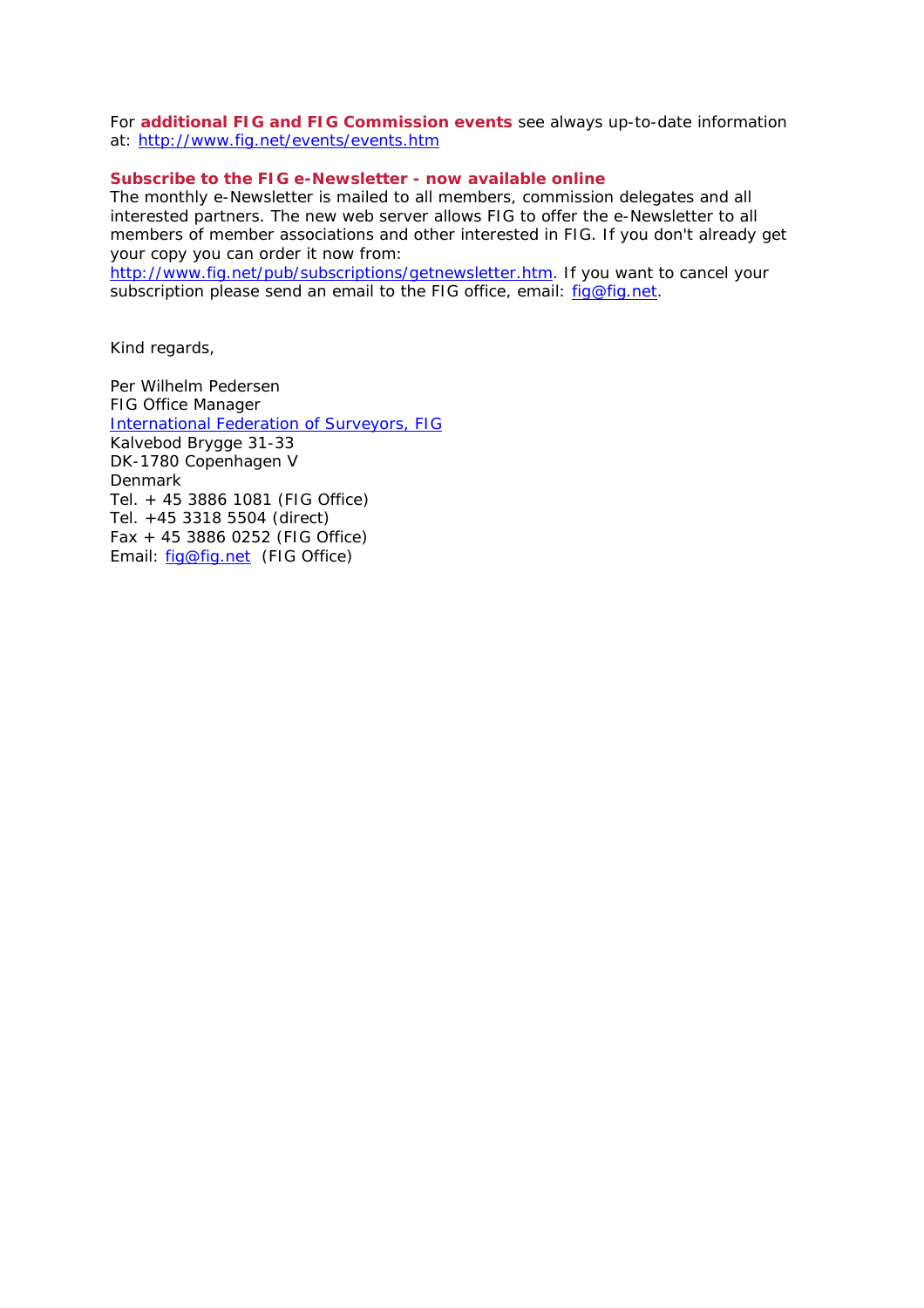For **additional FIG and FIG Commission events** see always up-to-date information at: http://www.fig.net/events/events.htm

**Subscribe to the FIG e-Newsletter - now available online**

The monthly e-Newsletter is mailed to all members, commission delegates and all interested partners. The new web server allows FIG to offer the e-Newsletter to all members of member associations and other interested in FIG. If you don't already get your copy you can order it now from: http://www.fig.net/pub/subscriptions/getnewsletter.htm. If you want to cancel your subscription please send an email to the FIG office, email: fig@fig.net.

Kind regards,

Per Wilhelm Pedersen
FIG Office Manager
International Federation of Surveyors, FIG
Kalvebod Brygge 31-33
DK-1780 Copenhagen V
Denmark
Tel. + 45 3886 1081 (FIG Office)
Tel. +45 3318 5504 (direct)
Fax + 45 3886 0252 (FIG Office)
Email: fig@fig.net (FIG Office)